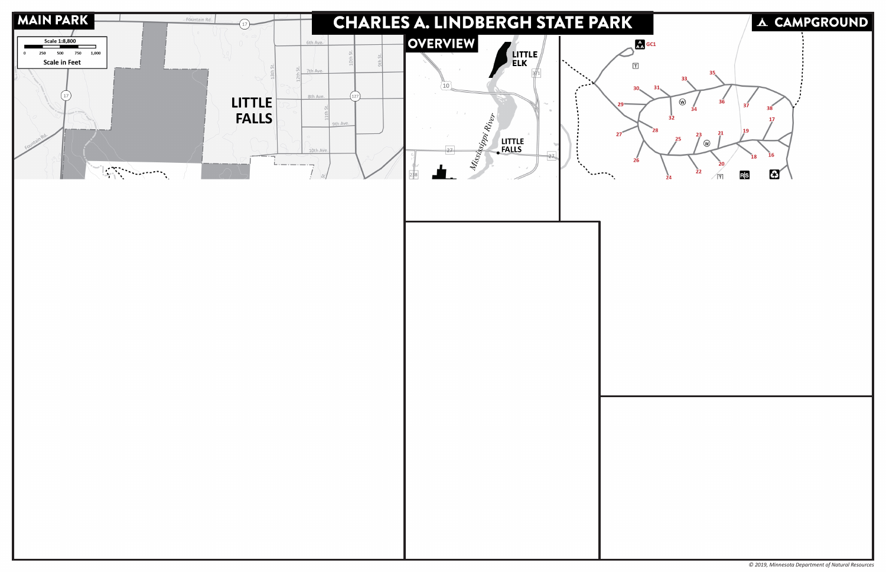# CHARLES A. LINDBERGH STATE PARK

## MAIN PARK

Scale 1:8,800

0 250 500 750 1,000

Scale in Feet

LITTLE FALLS

Fountain Rd.

6th Ave.

7th Ave.

8th Ave.

9th Ave.

10th Ave.

13th St.

12th St.

11th St.

10th St.

9th St.

Fountain Rd.

17

127

## OVERVIEW

LITTLE ELK

LITTLE FALLS

Mississippi River

10

371

27

238

## CAMPGROUND

GC1

16, 17, 18, 19, 20, 21, 22, 23, 24, 25, 26, 27, 28, 29, 30, 31, 32, 33, 34, 35, 36, 37, 38

R|S

© 2019, Minnesota Department of Natural Resources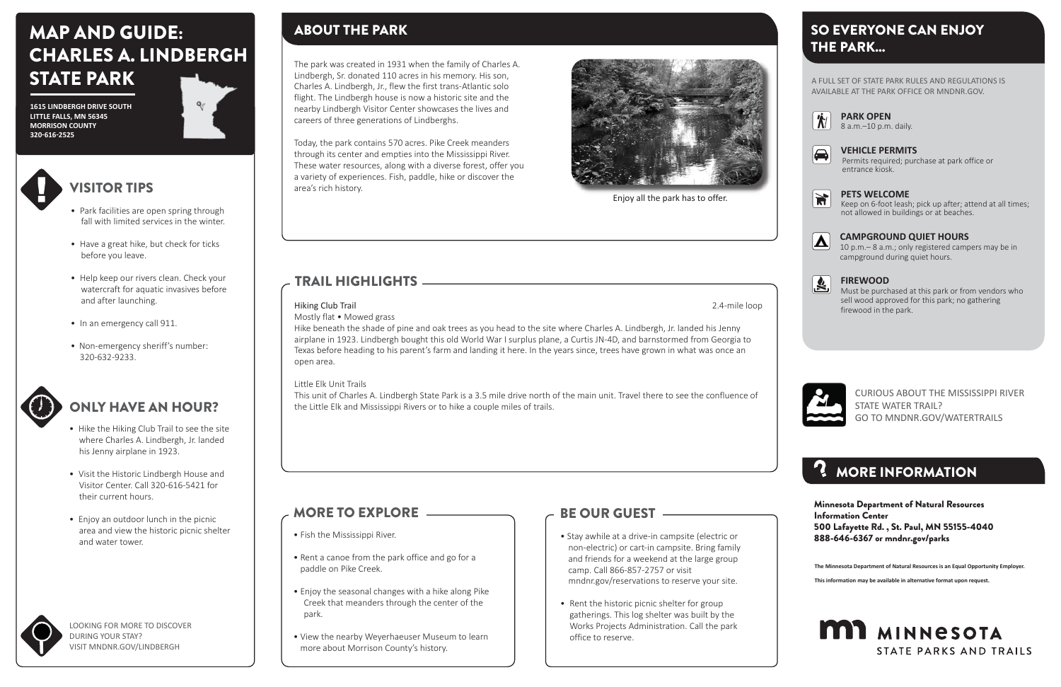# MAP AND GUIDE: CHARLES A. LINDBERGH STATE PARK

**1615 LINDBERGH DRIVE SOUTH**
**LITTLE FALLS, MN 56345**
**MORRISON COUNTY**
**320-616-2525**

## VISITOR TIPS

- Park facilities are open spring through fall with limited services in the winter.
- Have a great hike, but check for ticks before you leave.
- Help keep our rivers clean. Check your watercraft for aquatic invasives before and after launching.
- In an emergency call 911.
- Non-emergency sheriff's number: 320-632-9233.

## ONLY HAVE AN HOUR?

- Hike the Hiking Club Trail to see the site where Charles A. Lindbergh, Jr. landed his Jenny airplane in 1923.
- Visit the Historic Lindbergh House and Visitor Center. Call 320-616-5421 for their current hours.
- Enjoy an outdoor lunch in the picnic area and view the historic picnic shelter and water tower.

LOOKING FOR MORE TO DISCOVER DURING YOUR STAY? VISIT MNDNR.GOV/LINDBERGH

## ABOUT THE PARK

The park was created in 1931 when the family of Charles A. Lindbergh, Sr. donated 110 acres in his memory. His son, Charles A. Lindbergh, Jr., flew the first trans-Atlantic solo flight. The Lindbergh house is now a historic site and the nearby Lindbergh Visitor Center showcases the lives and careers of three generations of Lindberghs.

Today, the park contains 570 acres. Pike Creek meanders through its center and empties into the Mississippi River. These water resources, along with a diverse forest, offer you a variety of experiences. Fish, paddle, hike or discover the area's rich history.

Enjoy all the park has to offer.

## TRAIL HIGHLIGHTS

Hiking Club Trail — 2.4-mile loop
Mostly flat • Mowed grass
Hike beneath the shade of pine and oak trees as you head to the site where Charles A. Lindbergh, Jr. landed his Jenny airplane in 1923. Lindbergh bought this old World War I surplus plane, a Curtis JN-4D, and barnstormed from Georgia to Texas before heading to his parent's farm and landing it here. In the years since, trees have grown in what was once an open area.

Little Elk Unit Trails
This unit of Charles A. Lindbergh State Park is a 3.5 mile drive north of the main unit. Travel there to see the confluence of the Little Elk and Mississippi Rivers or to hike a couple miles of trails.

## MORE TO EXPLORE

- Fish the Mississippi River.
- Rent a canoe from the park office and go for a paddle on Pike Creek.
- Enjoy the seasonal changes with a hike along Pike Creek that meanders through the center of the park.
- View the nearby Weyerhaeuser Museum to learn more about Morrison County's history.

## BE OUR GUEST

- Stay awhile at a drive-in campsite (electric or non-electric) or cart-in campsite. Bring family and friends for a weekend at the large group camp. Call 866-857-2757 or visit mndnr.gov/reservations to reserve your site.
- Rent the historic picnic shelter for group gatherings. This log shelter was built by the Works Projects Administration. Call the park office to reserve.

## SO EVERYONE CAN ENJOY THE PARK...

A FULL SET OF STATE PARK RULES AND REGULATIONS IS AVAILABLE AT THE PARK OFFICE OR MNDNR.GOV.

**PARK OPEN**
8 a.m.–10 p.m. daily.

**VEHICLE PERMITS**
Permits required; purchase at park office or entrance kiosk.

**PETS WELCOME**
Keep on 6-foot leash; pick up after; attend at all times; not allowed in buildings or at beaches.

**CAMPGROUND QUIET HOURS**
10 p.m.– 8 a.m.; only registered campers may be in campground during quiet hours.

**FIREWOOD**
Must be purchased at this park or from vendors who sell wood approved for this park; no gathering firewood in the park.

CURIOUS ABOUT THE MISSISSIPPI RIVER STATE WATER TRAIL? GO TO MNDNR.GOV/WATERTRAILS

## MORE INFORMATION

**Minnesota Department of Natural Resources**
**Information Center**
**500 Lafayette Rd. , St. Paul, MN 55155-4040**
**888-646-6367 or mndnr.gov/parks**

**The Minnesota Department of Natural Resources is an Equal Opportunity Employer.**

**This information may be available in alternative format upon request.**

MINNESOTA STATE PARKS AND TRAILS